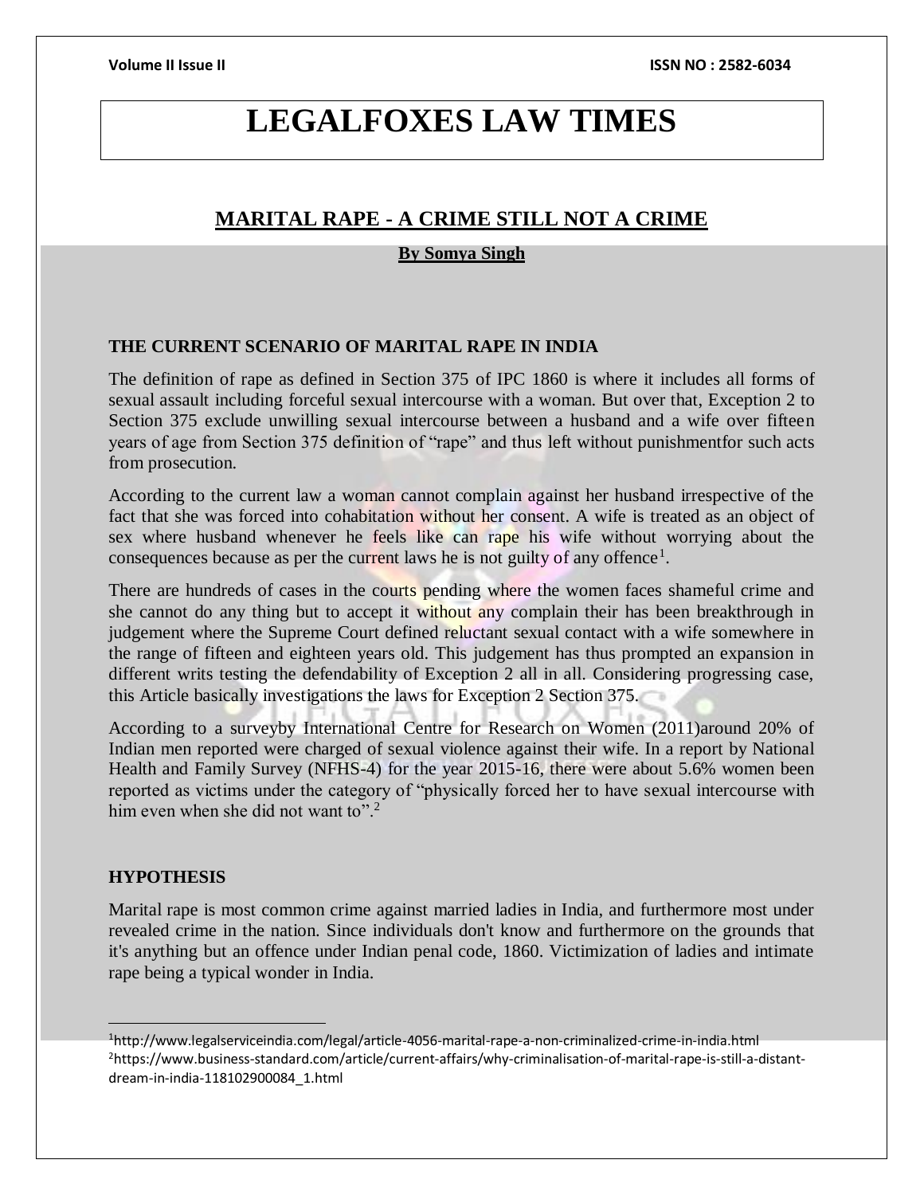# LEGALFOXES LAW TIMES

## MARITAL RAPE - A CRIME STILL NOT A CRIME

**By Somya Singh**

### THE CURRENT SCENARIO OF MARITAL RAPE IN INDIA

The definition of rape as defined in Section 375 of IPC 1860 is where it includes all forms of sexual assault including forceful sexual intercourse with a woman. But over that, Exception 2 to Section 375 exclude unwilling sexual intercourse between a husband and a wife over fifteen years of age from Section 375 definition of "rape" and thus left without punishmentfor such acts from prosecution.

According to the current law a woman cannot complain against her husband irrespective of the fact that she was forced into cohabitation without her consent. A wife is treated as an object of sex where husband whenever he feels like can rape his wife without worrying about the consequences because as per the current laws he is not guilty of any offence[1].

There are hundreds of cases in the courts pending where the women faces shameful crime and she cannot do any thing but to accept it without any complain their has been breakthrough in judgement where the Supreme Court defined reluctant sexual contact with a wife somewhere in the range of fifteen and eighteen years old. This judgement has thus prompted an expansion in different writs testing the defendability of Exception 2 all in all. Considering progressing case, this Article basically investigations the laws for Exception 2 Section 375.

According to a surveyby International Centre for Research on Women (2011)around 20% of Indian men reported were charged of sexual violence against their wife. In a report by National Health and Family Survey (NFHS-4) for the year 2015-16, there were about 5.6% women been reported as victims under the category of "physically forced her to have sexual intercourse with him even when she did not want to".[2]

### HYPOTHESIS

Marital rape is most common crime against married ladies in India, and furthermore most under revealed crime in the nation. Since individuals don't know and furthermore on the grounds that it's anything but an offence under Indian penal code, 1860. Victimization of ladies and intimate rape being a typical wonder in India.

---

[1] http://www.legalserviceindia.com/legal/article-4056-marital-rape-a-non-criminalized-crime-in-india.html

[2] https://www.business-standard.com/article/current-affairs/why-criminalisation-of-marital-rape-is-still-a-distant-dream-in-india-118102900084_1.html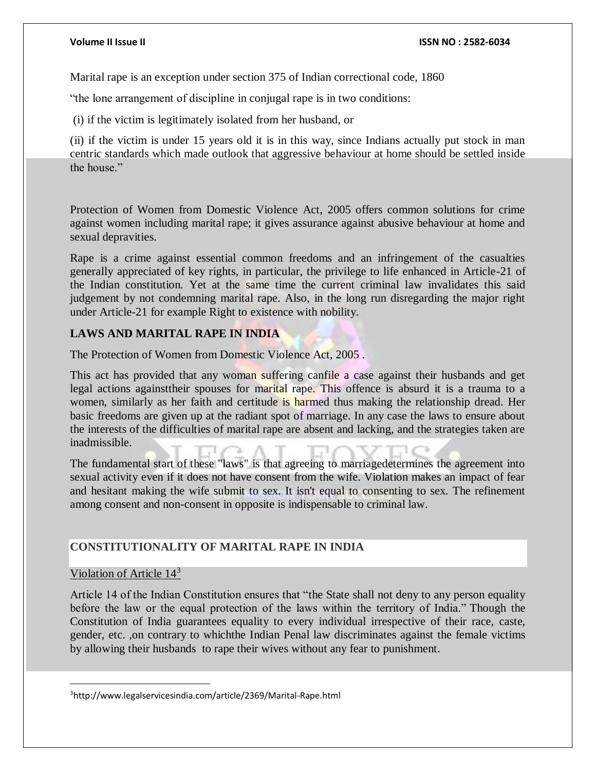Marital rape is an exception under section 375 of Indian correctional code, 1860

"the lone arrangement of discipline in conjugal rape is in two conditions:

(i) if the victim is legitimately isolated from her husband, or

(ii) if the victim is under 15 years old it is in this way, since Indians actually put stock in man centric standards which made outlook that aggressive behaviour at home should be settled inside the house."

Protection of Women from Domestic Violence Act, 2005 offers common solutions for crime against women including marital rape; it gives assurance against abusive behaviour at home and sexual depravities.

Rape is a crime against essential common freedoms and an infringement of the casualties generally appreciated of key rights, in particular, the privilege to life enhanced in Article-21 of the Indian constitution. Yet at the same time the current criminal law invalidates this said judgement by not condemning marital rape. Also, in the long run disregarding the major right under Article-21 for example Right to existence with nobility.

## LAWS AND MARITAL RAPE IN INDIA

The Protection of Women from Domestic Violence Act, 2005 .

This act has provided that any woman suffering canfile a case against their husbands and get legal actions againsttheir spouses for marital rape. This offence is absurd it is a trauma to a women, similarly as her faith and certitude is harmed thus making the relationship dread. Her basic freedoms are given up at the radiant spot of marriage. In any case the laws to ensure about the interests of the difficulties of marital rape are absent and lacking, and the strategies taken are inadmissible.

The fundamental start of these "laws" is that agreeing to marriagedetermines the agreement into sexual activity even if it does not have consent from the wife. Violation makes an impact of fear and hesitant making the wife submit to sex. It isn't equal to consenting to sex. The refinement among consent and non-consent in opposite is indispensable to criminal law.

## CONSTITUTIONALITY OF MARITAL RAPE IN INDIA

Violation of Article 14[3]

Article 14 of the Indian Constitution ensures that "the State shall not deny to any person equality before the law or the equal protection of the laws within the territory of India." Though the Constitution of India guarantees equality to every individual irrespective of their race, caste, gender, etc. ,on contrary to whichthe Indian Penal law discriminates against the female victims by allowing their husbands to rape their wives without any fear to punishment.

[3] http://www.legalservicesindia.com/article/2369/Marital-Rape.html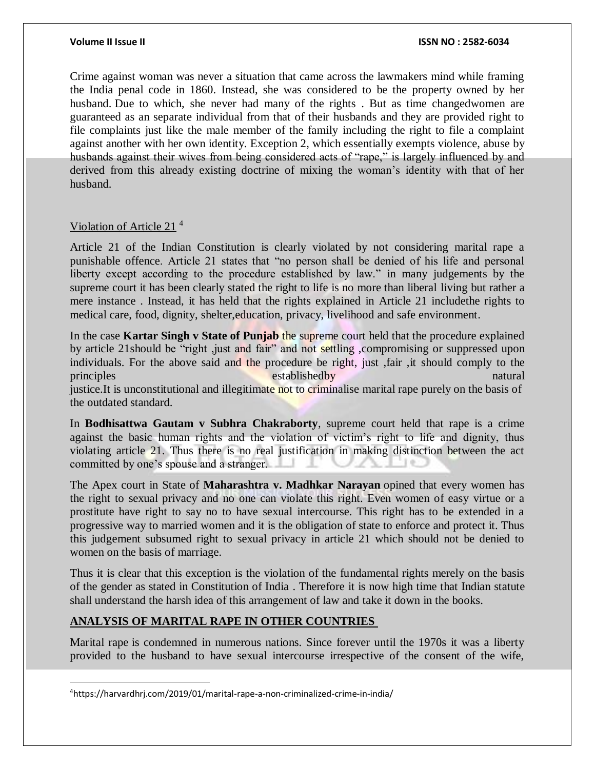Crime against woman was never a situation that came across the lawmakers mind while framing the India penal code in 1860. Instead, she was considered to be the property owned by her husband. Due to which, she never had many of the rights . But as time changedwomen are guaranteed as an separate individual from that of their husbands and they are provided right to file complaints just like the male member of the family including the right to file a complaint against another with her own identity. Exception 2, which essentially exempts violence, abuse by husbands against their wives from being considered acts of "rape," is largely influenced by and derived from this already existing doctrine of mixing the woman's identity with that of her husband.

Violation of Article 21 [4]

Article 21 of the Indian Constitution is clearly violated by not considering marital rape a punishable offence. Article 21 states that "no person shall be denied of his life and personal liberty except according to the procedure established by law." in many judgements by the supreme court it has been clearly stated the right to life is no more than liberal living but rather a mere instance . Instead, it has held that the rights explained in Article 21 includethe rights to medical care, food, dignity, shelter,education, privacy, livelihood and safe environment.

In the case **Kartar Singh v State of Punjab** the supreme court held that the procedure explained by article 21should be "right ,just and fair" and not settling ,compromising or suppressed upon individuals. For the above said and the procedure be right, just ,fair ,it should comply to the principles establishedby natural justice.It is unconstitutional and illegitimate not to criminalise marital rape purely on the basis of the outdated standard.

In **Bodhisattwa Gautam v Subhra Chakraborty**, supreme court held that rape is a crime against the basic human rights and the violation of victim's right to life and dignity, thus violating article 21. Thus there is no real justification in making distinction between the act committed by one's spouse and a stranger.

The Apex court in State of **Maharashtra v. Madhkar Narayan** opined that every women has the right to sexual privacy and no one can violate this right. Even women of easy virtue or a prostitute have right to say no to have sexual intercourse. This right has to be extended in a progressive way to married women and it is the obligation of state to enforce and protect it. Thus this judgement subsumed right to sexual privacy in article 21 which should not be denied to women on the basis of marriage.

Thus it is clear that this exception is the violation of the fundamental rights merely on the basis of the gender as stated in Constitution of India . Therefore it is now high time that Indian statute shall understand the harsh idea of this arrangement of law and take it down in the books.

## ANALYSIS OF MARITAL RAPE IN OTHER COUNTRIES

Marital rape is condemned in numerous nations. Since forever until the 1970s it was a liberty provided to the husband to have sexual intercourse irrespective of the consent of the wife,

[4] https://harvardhrj.com/2019/01/marital-rape-a-non-criminalized-crime-in-india/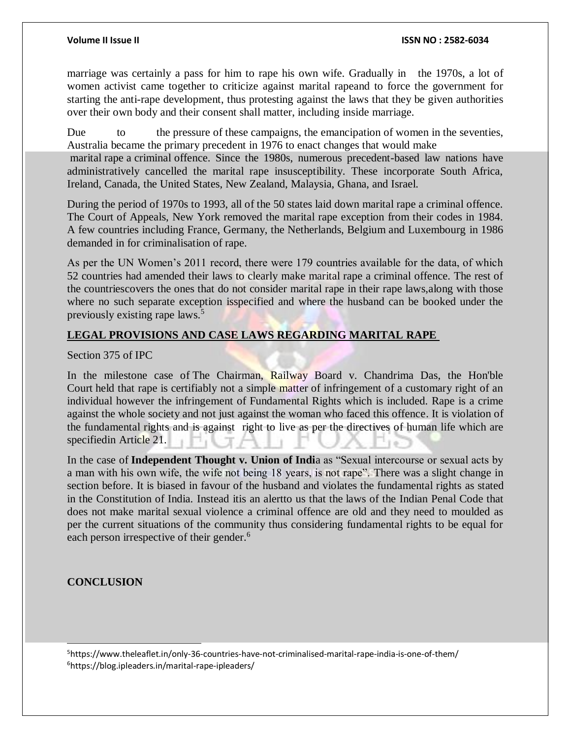marriage was certainly a pass for him to rape his own wife. Gradually in the 1970s, a lot of women activist came together to criticize against marital rapeand to force the government for starting the anti-rape development, thus protesting against the laws that they be given authorities over their own body and their consent shall matter, including inside marriage.

Due to the pressure of these campaigns, the emancipation of women in the seventies, Australia became the primary precedent in 1976 to enact changes that would make marital rape a criminal offence. Since the 1980s, numerous precedent-based law nations have administratively cancelled the marital rape insusceptibility. These incorporate South Africa, Ireland, Canada, the United States, New Zealand, Malaysia, Ghana, and Israel.

During the period of 1970s to 1993, all of the 50 states laid down marital rape a criminal offence. The Court of Appeals, New York removed the marital rape exception from their codes in 1984. A few countries including France, Germany, the Netherlands, Belgium and Luxembourg in 1986 demanded in for criminalisation of rape.

As per the UN Women's 2011 record, there were 179 countries available for the data, of which 52 countries had amended their laws to clearly make marital rape a criminal offence. The rest of the countriescovers the ones that do not consider marital rape in their rape laws,along with those where no such separate exception isspecified and where the husband can be booked under the previously existing rape laws.[5]

## LEGAL PROVISIONS AND CASE LAWS REGARDING MARITAL RAPE

Section 375 of IPC

In the milestone case of The Chairman, Railway Board v. Chandrima Das, the Hon'ble Court held that rape is certifiably not a simple matter of infringement of a customary right of an individual however the infringement of Fundamental Rights which is included. Rape is a crime against the whole society and not just against the woman who faced this offence. It is violation of the fundamental rights and is against right to live as per the directives of human life which are specifiedin Article 21.

In the case of **Independent Thought v. Union of Indi**a as "Sexual intercourse or sexual acts by a man with his own wife, the wife not being 18 years, is not rape". There was a slight change in section before. It is biased in favour of the husband and violates the fundamental rights as stated in the Constitution of India. Instead itis an alertto us that the laws of the Indian Penal Code that does not make marital sexual violence a criminal offence are old and they need to moulded as per the current situations of the community thus considering fundamental rights to be equal for each person irrespective of their gender.[6]

## CONCLUSION

---

[5]https://www.theleaflet.in/only-36-countries-have-not-criminalised-marital-rape-india-is-one-of-them/

[6]https://blog.ipleaders.in/marital-rape-ipleaders/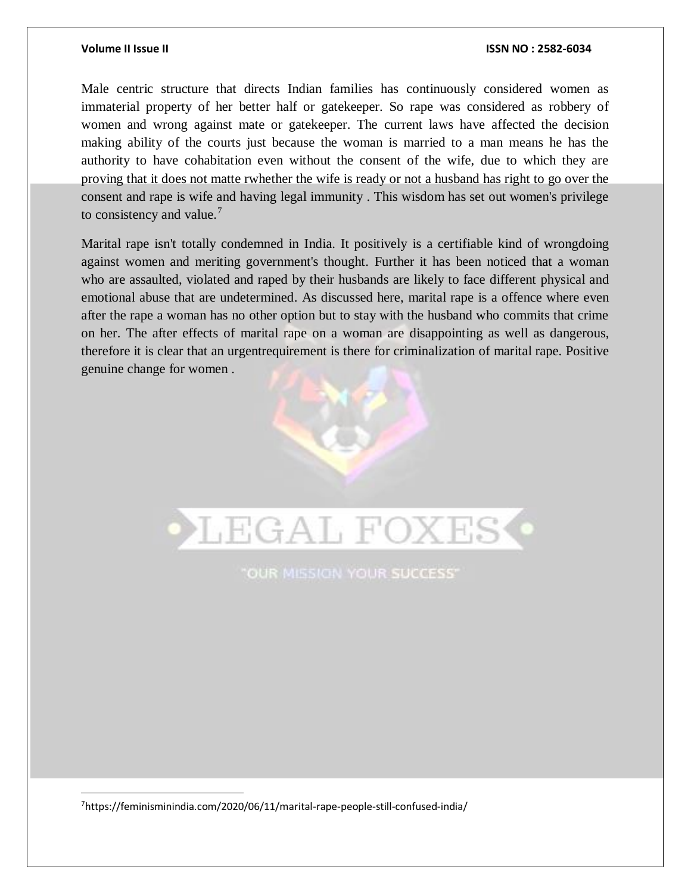Male centric structure that directs Indian families has continuously considered women as immaterial property of her better half or gatekeeper. So rape was considered as robbery of women and wrong against mate or gatekeeper. The current laws have affected the decision making ability of the courts just because the woman is married to a man means he has the authority to have cohabitation even without the consent of the wife, due to which they are proving that it does not matte rwhether the wife is ready or not a husband has right to go over the consent and rape is wife and having legal immunity . This wisdom has set out women's privilege to consistency and value.[7]

Marital rape isn't totally condemned in India. It positively is a certifiable kind of wrongdoing against women and meriting government's thought. Further it has been noticed that a woman who are assaulted, violated and raped by their husbands are likely to face different physical and emotional abuse that are undetermined. As discussed here, marital rape is a offence where even after the rape a woman has no other option but to stay with the husband who commits that crime on her. The after effects of marital rape on a woman are disappointing as well as dangerous, therefore it is clear that an urgentrequirement is there for criminalization of marital rape. Positive genuine change for women .

[7] https://feminisminindia.com/2020/06/11/marital-rape-people-still-confused-india/